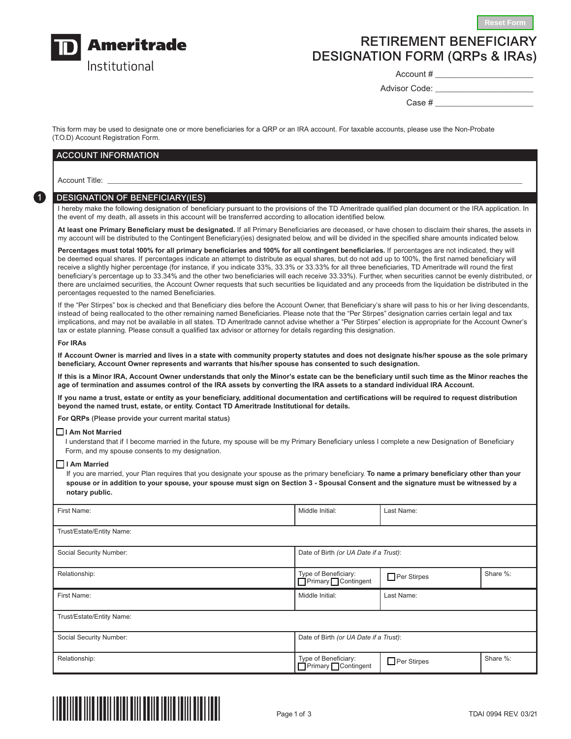Reset Form

TD Ameritrade Institutional

# RETIREMENT BENEFICIARY DESIGNATION FORM (QRPs & IRAs)

Account # ______________________

Advisor Code: ______________________

Case # ______________________

This form may be used to designate one or more beneficiaries for a QRP or an IRA account. For taxable accounts, please use the Non-Probate (T.O.D) Account Registration Form.

## ACCOUNT INFORMATION

Account Title: ____________________________________________________________________________

## 1 DESIGNATION OF BENEFICIARY(IES)

I hereby make the following designation of beneficiary pursuant to the provisions of the TD Ameritrade qualified plan document or the IRA application. In the event of my death, all assets in this account will be transferred according to allocation identified below.

**At least one Primary Beneficiary must be designated.** If all Primary Beneficiaries are deceased, or have chosen to disclaim their shares, the assets in my account will be distributed to the Contingent Beneficiary(ies) designated below, and will be divided in the specified share amounts indicated below.

**Percentages must total 100% for all primary beneficiaries and 100% for all contingent beneficiaries.** If percentages are not indicated, they will be deemed equal shares. If percentages indicate an attempt to distribute as equal shares, but do not add up to 100%, the first named beneficiary will receive a slightly higher percentage (for instance, if you indicate 33%, 33.3% or 33.33% for all three beneficiaries, TD Ameritrade will round the first beneficiary's percentage up to 33.34% and the other two beneficiaries will each receive 33.33%). Further, when securities cannot be evenly distributed, or there are unclaimed securities, the Account Owner requests that such securities be liquidated and any proceeds from the liquidation be distributed in the percentages requested to the named Beneficiaries.

If the "Per Stirpes" box is checked and that Beneficiary dies before the Account Owner, that Beneficiary's share will pass to his or her living descendants, instead of being reallocated to the other remaining named Beneficiaries. Please note that the "Per Stirpes" designation carries certain legal and tax implications, and may not be available in all states. TD Ameritrade cannot advise whether a "Per Stirpes" election is appropriate for the Account Owner's tax or estate planning. Please consult a qualified tax advisor or attorney for details regarding this designation.

**For IRAs**

**If Account Owner is married and lives in a state with community property statutes and does not designate his/her spouse as the sole primary beneficiary, Account Owner represents and warrants that his/her spouse has consented to such designation.**

**If this is a Minor IRA, Account Owner understands that only the Minor's estate can be the beneficiary until such time as the Minor reaches the age of termination and assumes control of the IRA assets by converting the IRA assets to a standard individual IRA Account.**

**If you name a trust, estate or entity as your beneficiary, additional documentation and certifications will be required to request distribution beyond the named trust, estate, or entity. Contact TD Ameritrade Institutional for details.**

**For QRPs** (Please provide your current marital status)

☐ **I Am Not Married**
I understand that if I become married in the future, my spouse will be my Primary Beneficiary unless I complete a new Designation of Beneficiary Form, and my spouse consents to my designation.

☐ **I Am Married**
If you are married, your Plan requires that you designate your spouse as the primary beneficiary. **To name a primary beneficiary other than your spouse or in addition to your spouse, your spouse must sign on Section 3 - Spousal Consent and the signature must be witnessed by a notary public.**

| First Name: | Middle Initial: | Last Name: | |
|---|---|---|---|
| Trust/Estate/Entity Name: | | | |
| Social Security Number: | Date of Birth *(or UA Date if a Trust)*: | | |
| Relationship: | Type of Beneficiary: ☐ Primary ☐ Contingent | ☐ Per Stirpes | Share %: |
| First Name: | Middle Initial: | Last Name: | |
| Trust/Estate/Entity Name: | | | |
| Social Security Number: | Date of Birth *(or UA Date if a Trust)*: | | |
| Relationship: | Type of Beneficiary: ☐ Primary ☐ Contingent | ☐ Per Stirpes | Share %: |

TDAI 0994 REV. 03/21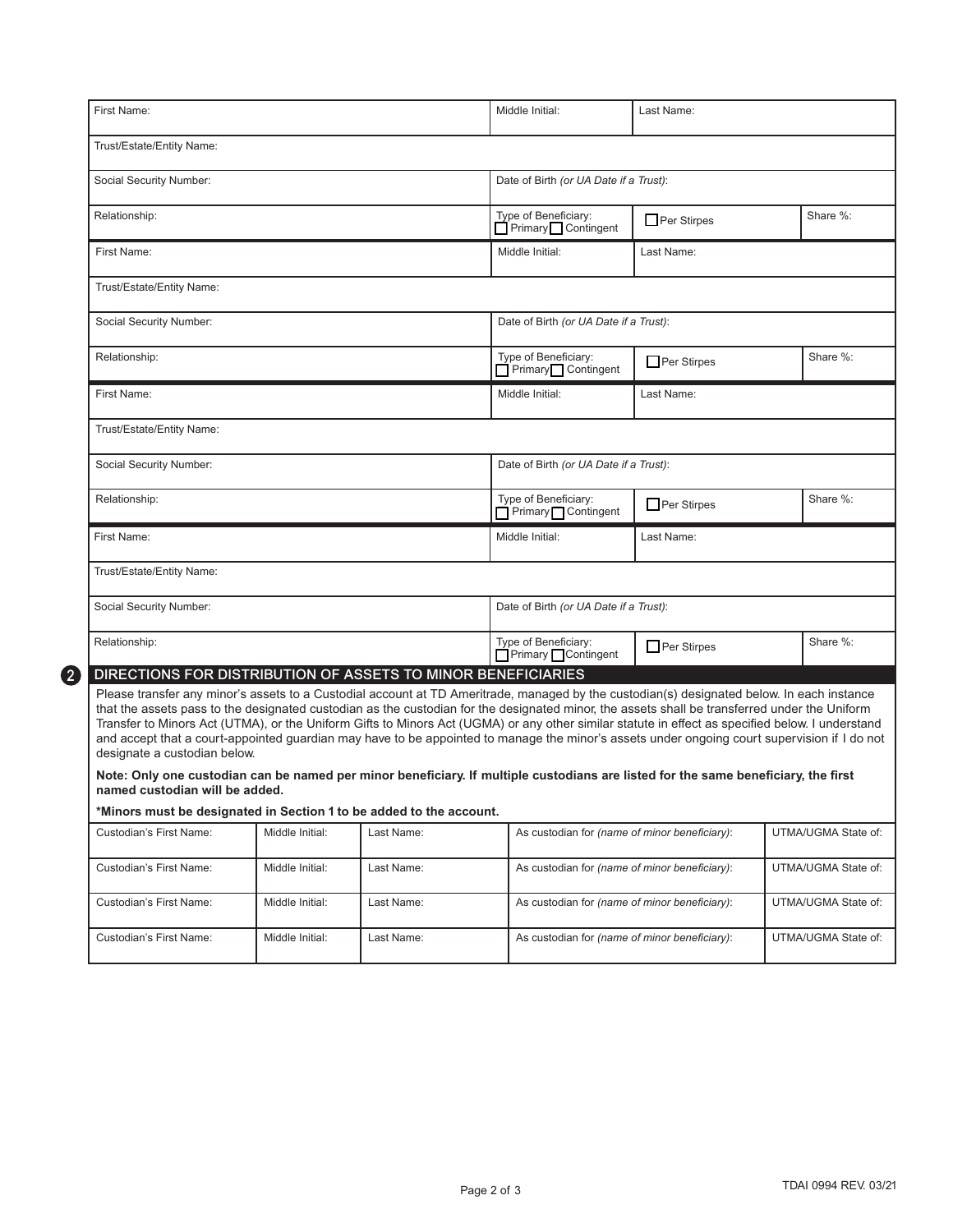| First Name: | Middle Initial: | Last Name: | |
|---|---|---|---|
| Trust/Estate/Entity Name: | | | |
| Social Security Number: | Date of Birth *(or UA Date if a Trust)*: | | |
| Relationship: | Type of Beneficiary: ☐ Primary ☐ Contingent | ☐ Per Stirpes | Share %: |

| First Name: | Middle Initial: | Last Name: | |
|---|---|---|---|
| Trust/Estate/Entity Name: | | | |
| Social Security Number: | Date of Birth *(or UA Date if a Trust)*: | | |
| Relationship: | Type of Beneficiary: ☐ Primary ☐ Contingent | ☐ Per Stirpes | Share %: |

| First Name: | Middle Initial: | Last Name: | |
|---|---|---|---|
| Trust/Estate/Entity Name: | | | |
| Social Security Number: | Date of Birth *(or UA Date if a Trust)*: | | |
| Relationship: | Type of Beneficiary: ☐ Primary ☐ Contingent | ☐ Per Stirpes | Share %: |

| First Name: | Middle Initial: | Last Name: | |
|---|---|---|---|
| Trust/Estate/Entity Name: | | | |
| Social Security Number: | Date of Birth *(or UA Date if a Trust)*: | | |
| Relationship: | Type of Beneficiary: ☐ Primary ☐ Contingent | ☐ Per Stirpes | Share %: |

## 2 DIRECTIONS FOR DISTRIBUTION OF ASSETS TO MINOR BENEFICIARIES

Please transfer any minor's assets to a Custodial account at TD Ameritrade, managed by the custodian(s) designated below. In each instance that the assets pass to the designated custodian as the custodian for the designated minor, the assets shall be transferred under the Uniform Transfer to Minors Act (UTMA), or the Uniform Gifts to Minors Act (UGMA) or any other similar statute in effect as specified below. I understand and accept that a court-appointed guardian may have to be appointed to manage the minor's assets under ongoing court supervision if I do not designate a custodian below.

**Note: Only one custodian can be named per minor beneficiary. If multiple custodians are listed for the same beneficiary, the first named custodian will be added.**

**\*Minors must be designated in Section 1 to be added to the account.**

| Custodian's First Name: | Middle Initial: | Last Name: | As custodian for *(name of minor beneficiary)*: | UTMA/UGMA State of: |
|---|---|---|---|---|
| Custodian's First Name: | Middle Initial: | Last Name: | As custodian for *(name of minor beneficiary)*: | UTMA/UGMA State of: |
| Custodian's First Name: | Middle Initial: | Last Name: | As custodian for *(name of minor beneficiary)*: | UTMA/UGMA State of: |
| Custodian's First Name: | Middle Initial: | Last Name: | As custodian for *(name of minor beneficiary)*: | UTMA/UGMA State of: |

TDAI 0994 REV. 03/21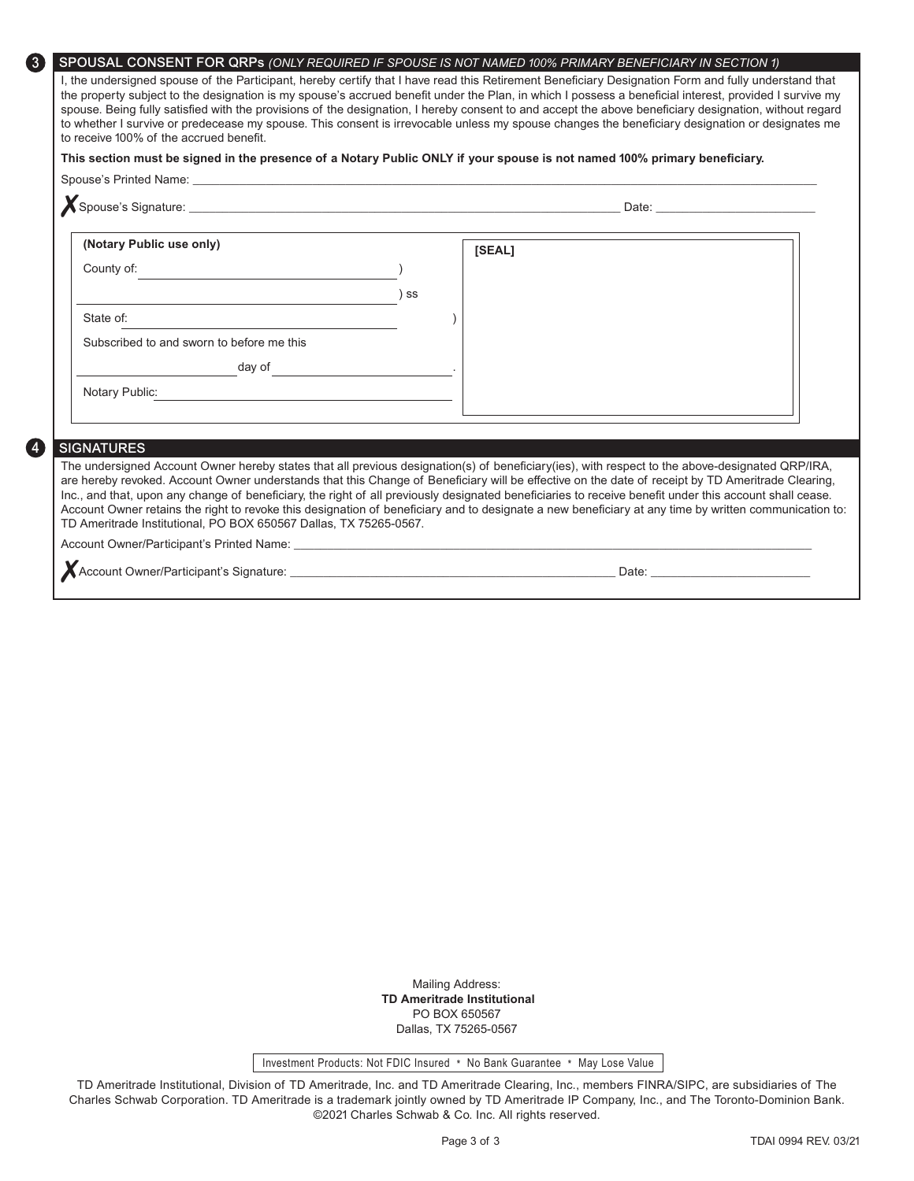## 3 SPOUSAL CONSENT FOR QRPs *(ONLY REQUIRED IF SPOUSE IS NOT NAMED 100% PRIMARY BENEFICIARY IN SECTION 1)*

I, the undersigned spouse of the Participant, hereby certify that I have read this Retirement Beneficiary Designation Form and fully understand that the property subject to the designation is my spouse's accrued benefit under the Plan, in which I possess a beneficial interest, provided I survive my spouse. Being fully satisfied with the provisions of the designation, I hereby consent to and accept the above beneficiary designation, without regard to whether I survive or predecease my spouse. This consent is irrevocable unless my spouse changes the beneficiary designation or designates me to receive 100% of the accrued benefit.

**This section must be signed in the presence of a Notary Public ONLY if your spouse is not named 100% primary beneficiary.**

Spouse's Printed Name: ______________________________

✗ Spouse's Signature: ______________________________ Date: ____________

**(Notary Public use only)**

County of: ______________________ )

______________________ ) ss

State of: ______________________ )

Subscribed to and sworn to before me this

____________ day of ____________.

Notary Public: ______________________

**[SEAL]**

## 4 SIGNATURES

The undersigned Account Owner hereby states that all previous designation(s) of beneficiary(ies), with respect to the above-designated QRP/IRA, are hereby revoked. Account Owner understands that this Change of Beneficiary will be effective on the date of receipt by TD Ameritrade Clearing, Inc., and that, upon any change of beneficiary, the right of all previously designated beneficiaries to receive benefit under this account shall cease. Account Owner retains the right to revoke this designation of beneficiary and to designate a new beneficiary at any time by written communication to: TD Ameritrade Institutional, PO BOX 650567 Dallas, TX 75265-0567.

Account Owner/Participant's Printed Name: ______________________________

✗ Account Owner/Participant's Signature: ______________________________ Date: ____________

Mailing Address:
**TD Ameritrade Institutional**
PO BOX 650567
Dallas, TX 75265-0567

Investment Products: Not FDIC Insured * No Bank Guarantee * May Lose Value

TD Ameritrade Institutional, Division of TD Ameritrade, Inc. and TD Ameritrade Clearing, Inc., members FINRA/SIPC, are subsidiaries of The Charles Schwab Corporation. TD Ameritrade is a trademark jointly owned by TD Ameritrade IP Company, Inc., and The Toronto-Dominion Bank. ©2021 Charles Schwab & Co. Inc. All rights reserved.

TDAI 0994 REV. 03/21